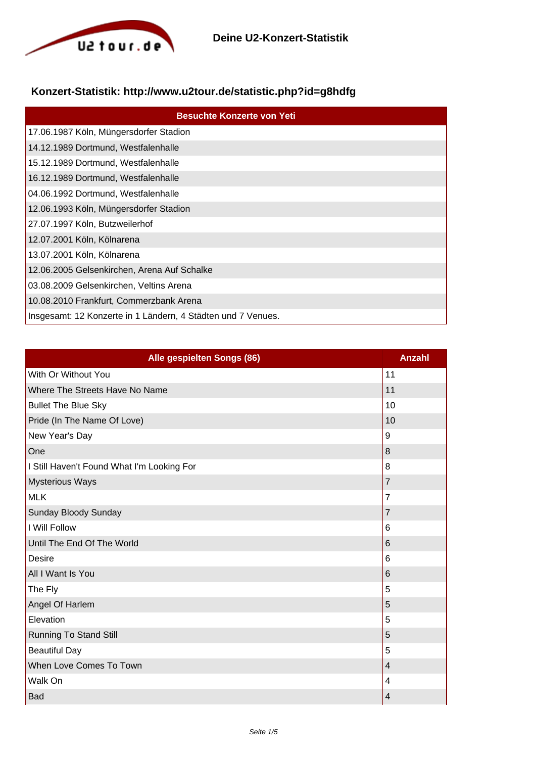# Deine U2-Konzert-Statistik

## Konzert-Statistik: http://www.u2tour.de/statistic.php?id=g8hdfg

| Besuchte Konzerte von Yeti |
|---|
| 17.06.1987 Köln, Müngersdorfer Stadion |
| 14.12.1989 Dortmund, Westfalenhalle |
| 15.12.1989 Dortmund, Westfalenhalle |
| 16.12.1989 Dortmund, Westfalenhalle |
| 04.06.1992 Dortmund, Westfalenhalle |
| 12.06.1993 Köln, Müngersdorfer Stadion |
| 27.07.1997 Köln, Butzweilerhof |
| 12.07.2001 Köln, Kölnarena |
| 13.07.2001 Köln, Kölnarena |
| 12.06.2005 Gelsenkirchen, Arena Auf Schalke |
| 03.08.2009 Gelsenkirchen, Veltins Arena |
| 10.08.2010 Frankfurt, Commerzbank Arena |
| Insgesamt: 12 Konzerte in 1 Ländern, 4 Städten und 7 Venues. |

| Alle gespielten Songs (86) | Anzahl |
|---|---|
| With Or Without You | 11 |
| Where The Streets Have No Name | 11 |
| Bullet The Blue Sky | 10 |
| Pride (In The Name Of Love) | 10 |
| New Year's Day | 9 |
| One | 8 |
| I Still Haven't Found What I'm Looking For | 8 |
| Mysterious Ways | 7 |
| MLK | 7 |
| Sunday Bloody Sunday | 7 |
| I Will Follow | 6 |
| Until The End Of The World | 6 |
| Desire | 6 |
| All I Want Is You | 6 |
| The Fly | 5 |
| Angel Of Harlem | 5 |
| Elevation | 5 |
| Running To Stand Still | 5 |
| Beautiful Day | 5 |
| When Love Comes To Town | 4 |
| Walk On | 4 |
| Bad | 4 |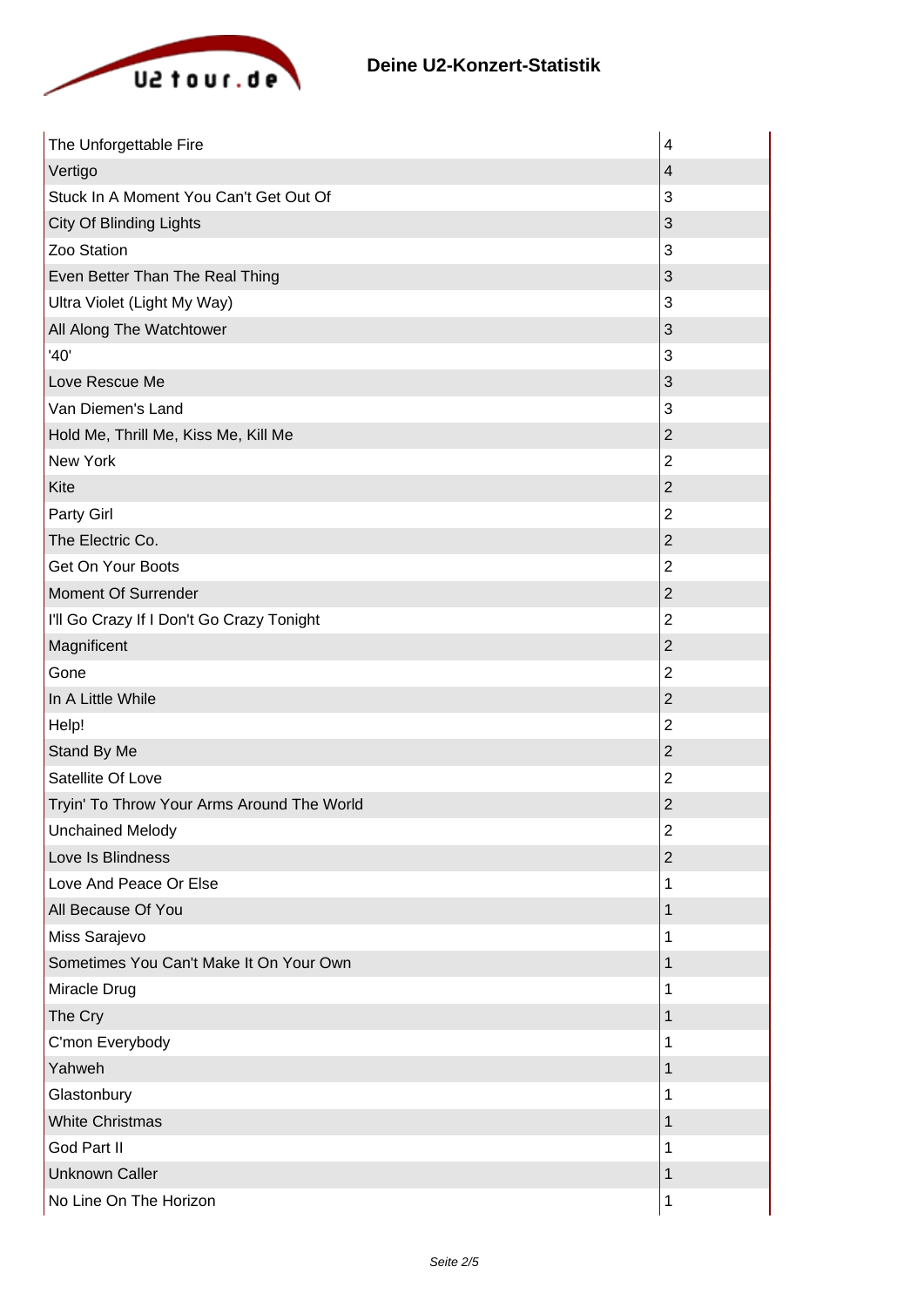## Deine U2-Konzert-Statistik

| | |
|---|---|
| The Unforgettable Fire | 4 |
| Vertigo | 4 |
| Stuck In A Moment You Can't Get Out Of | 3 |
| City Of Blinding Lights | 3 |
| Zoo Station | 3 |
| Even Better Than The Real Thing | 3 |
| Ultra Violet (Light My Way) | 3 |
| All Along The Watchtower | 3 |
| '40' | 3 |
| Love Rescue Me | 3 |
| Van Diemen's Land | 3 |
| Hold Me, Thrill Me, Kiss Me, Kill Me | 2 |
| New York | 2 |
| Kite | 2 |
| Party Girl | 2 |
| The Electric Co. | 2 |
| Get On Your Boots | 2 |
| Moment Of Surrender | 2 |
| I'll Go Crazy If I Don't Go Crazy Tonight | 2 |
| Magnificent | 2 |
| Gone | 2 |
| In A Little While | 2 |
| Help! | 2 |
| Stand By Me | 2 |
| Satellite Of Love | 2 |
| Tryin' To Throw Your Arms Around The World | 2 |
| Unchained Melody | 2 |
| Love Is Blindness | 2 |
| Love And Peace Or Else | 1 |
| All Because Of You | 1 |
| Miss Sarajevo | 1 |
| Sometimes You Can't Make It On Your Own | 1 |
| Miracle Drug | 1 |
| The Cry | 1 |
| C'mon Everybody | 1 |
| Yahweh | 1 |
| Glastonbury | 1 |
| White Christmas | 1 |
| God Part II | 1 |
| Unknown Caller | 1 |
| No Line On The Horizon | 1 |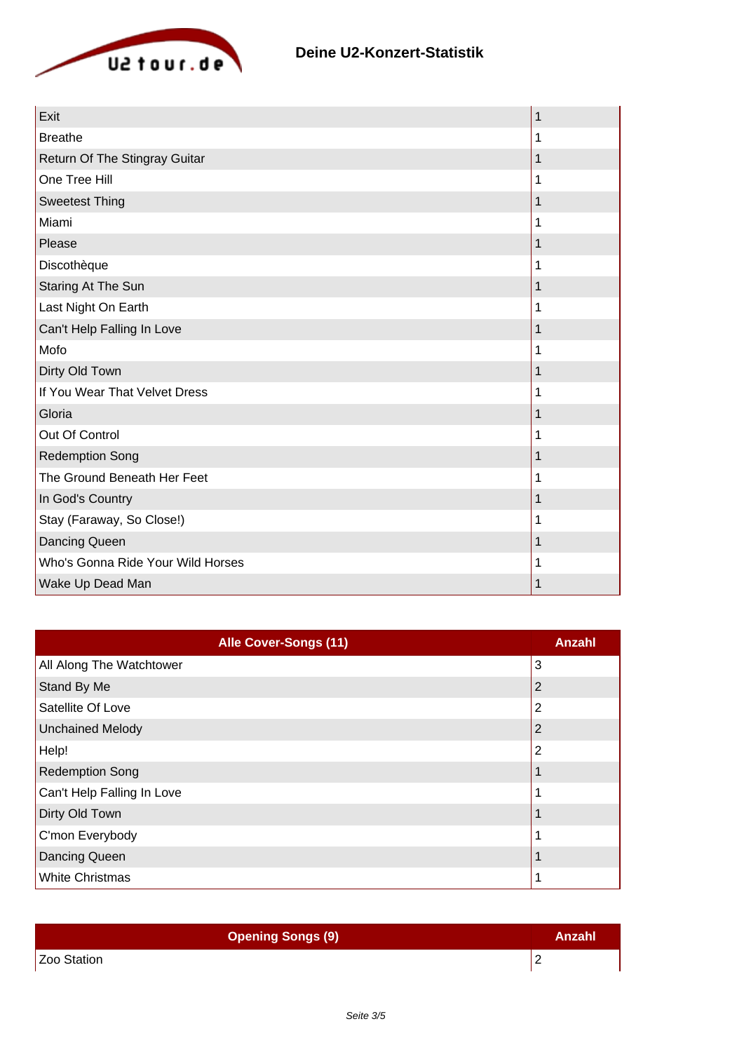## Deine U2-Konzert-Statistik

| | |
|---|---|
| Exit | 1 |
| Breathe | 1 |
| Return Of The Stingray Guitar | 1 |
| One Tree Hill | 1 |
| Sweetest Thing | 1 |
| Miami | 1 |
| Please | 1 |
| Discothèque | 1 |
| Staring At The Sun | 1 |
| Last Night On Earth | 1 |
| Can't Help Falling In Love | 1 |
| Mofo | 1 |
| Dirty Old Town | 1 |
| If You Wear That Velvet Dress | 1 |
| Gloria | 1 |
| Out Of Control | 1 |
| Redemption Song | 1 |
| The Ground Beneath Her Feet | 1 |
| In God's Country | 1 |
| Stay (Faraway, So Close!) | 1 |
| Dancing Queen | 1 |
| Who's Gonna Ride Your Wild Horses | 1 |
| Wake Up Dead Man | 1 |

| Alle Cover-Songs (11) | Anzahl |
|---|---|
| All Along The Watchtower | 3 |
| Stand By Me | 2 |
| Satellite Of Love | 2 |
| Unchained Melody | 2 |
| Help! | 2 |
| Redemption Song | 1 |
| Can't Help Falling In Love | 1 |
| Dirty Old Town | 1 |
| C'mon Everybody | 1 |
| Dancing Queen | 1 |
| White Christmas | 1 |

| Opening Songs (9) | Anzahl |
|---|---|
| Zoo Station | 2 |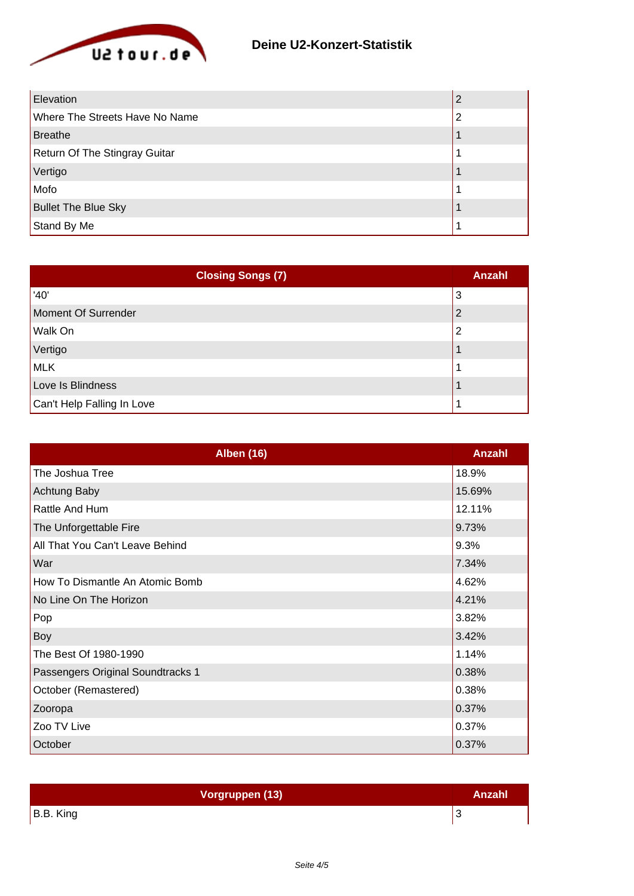| | |
|---|---|
| Elevation | 2 |
| Where The Streets Have No Name | 2 |
| Breathe | 1 |
| Return Of The Stingray Guitar | 1 |
| Vertigo | 1 |
| Mofo | 1 |
| Bullet The Blue Sky | 1 |
| Stand By Me | 1 |

| Closing Songs (7) | Anzahl |
|---|---|
| '40' | 3 |
| Moment Of Surrender | 2 |
| Walk On | 2 |
| Vertigo | 1 |
| MLK | 1 |
| Love Is Blindness | 1 |
| Can't Help Falling In Love | 1 |

| Alben (16) | Anzahl |
|---|---|
| The Joshua Tree | 18.9% |
| Achtung Baby | 15.69% |
| Rattle And Hum | 12.11% |
| The Unforgettable Fire | 9.73% |
| All That You Can't Leave Behind | 9.3% |
| War | 7.34% |
| How To Dismantle An Atomic Bomb | 4.62% |
| No Line On The Horizon | 4.21% |
| Pop | 3.82% |
| Boy | 3.42% |
| The Best Of 1980-1990 | 1.14% |
| Passengers Original Soundtracks 1 | 0.38% |
| October (Remastered) | 0.38% |
| Zooropa | 0.37% |
| Zoo TV Live | 0.37% |
| October | 0.37% |

| Vorgruppen (13) | Anzahl |
|---|---|
| B.B. King | 3 |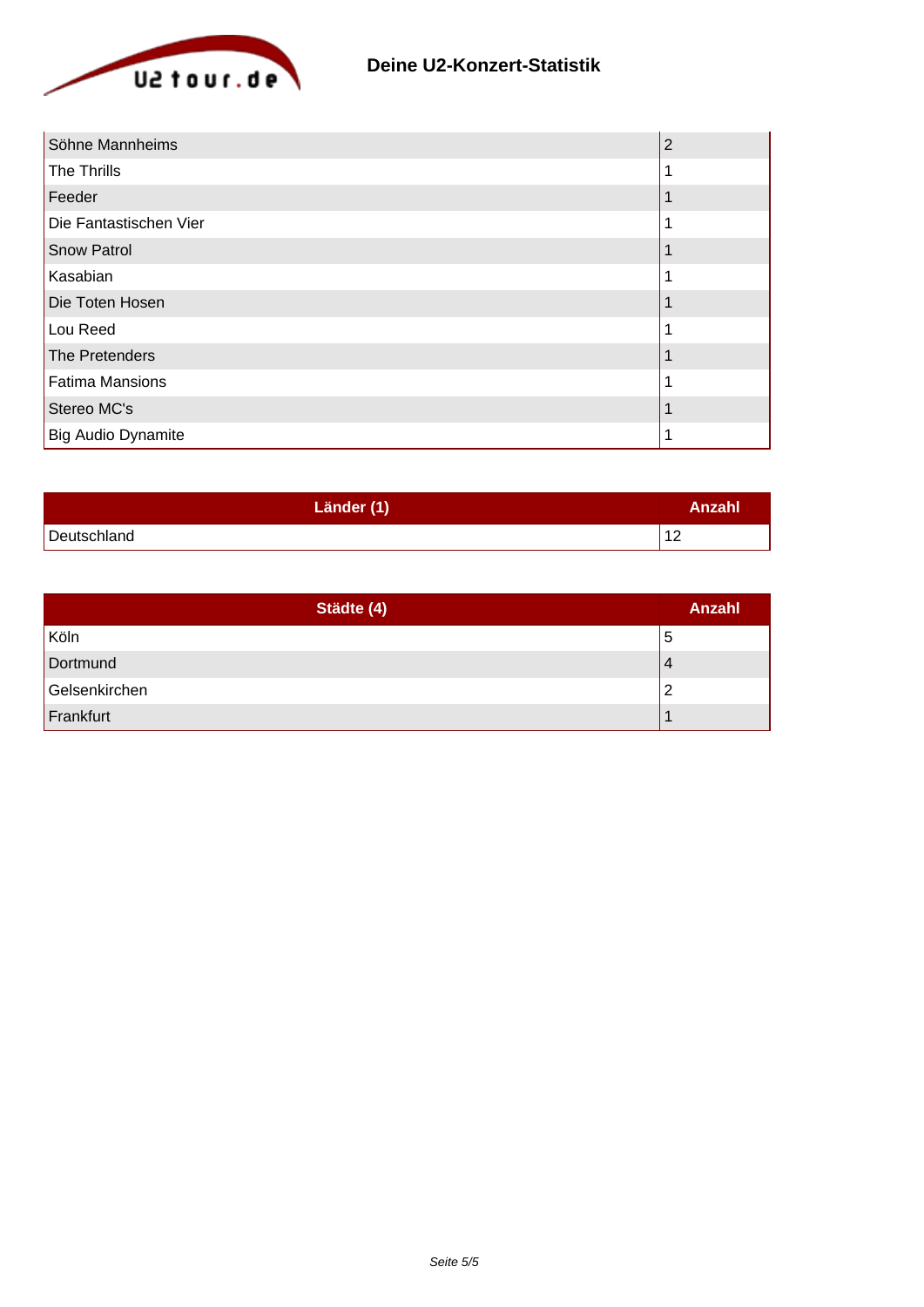## Deine U2-Konzert-Statistik

| | |
|---|---|
| Söhne Mannheims | 2 |
| The Thrills | 1 |
| Feeder | 1 |
| Die Fantastischen Vier | 1 |
| Snow Patrol | 1 |
| Kasabian | 1 |
| Die Toten Hosen | 1 |
| Lou Reed | 1 |
| The Pretenders | 1 |
| Fatima Mansions | 1 |
| Stereo MC's | 1 |
| Big Audio Dynamite | 1 |

| Länder (1) | Anzahl |
|---|---|
| Deutschland | 12 |

| Städte (4) | Anzahl |
|---|---|
| Köln | 5 |
| Dortmund | 4 |
| Gelsenkirchen | 2 |
| Frankfurt | 1 |